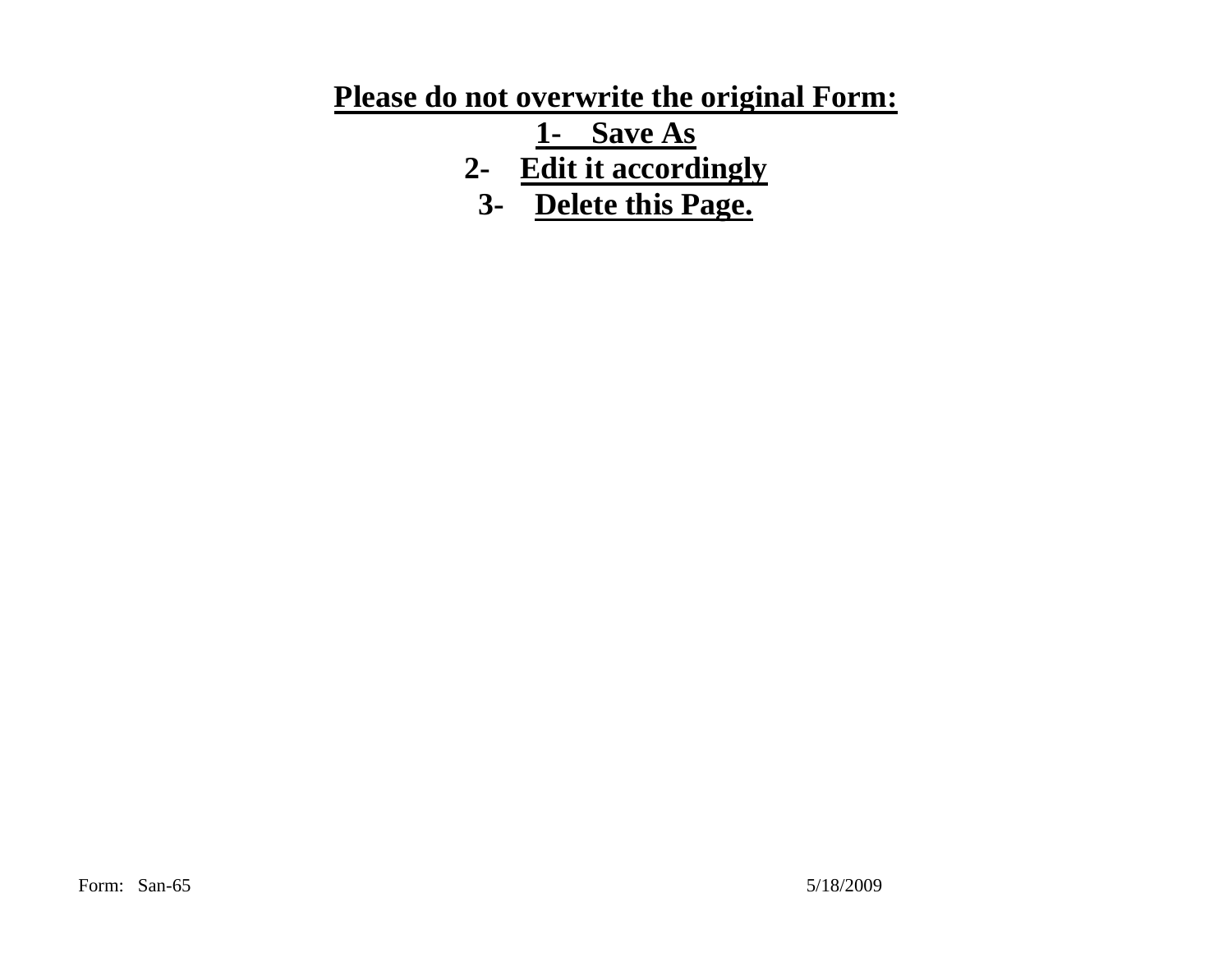**Please do not overwrite the original Form:**

1- **Save As**
2- **Edit it accordingly**
3- **Delete this Page.**

Form: San-65 5/18/2009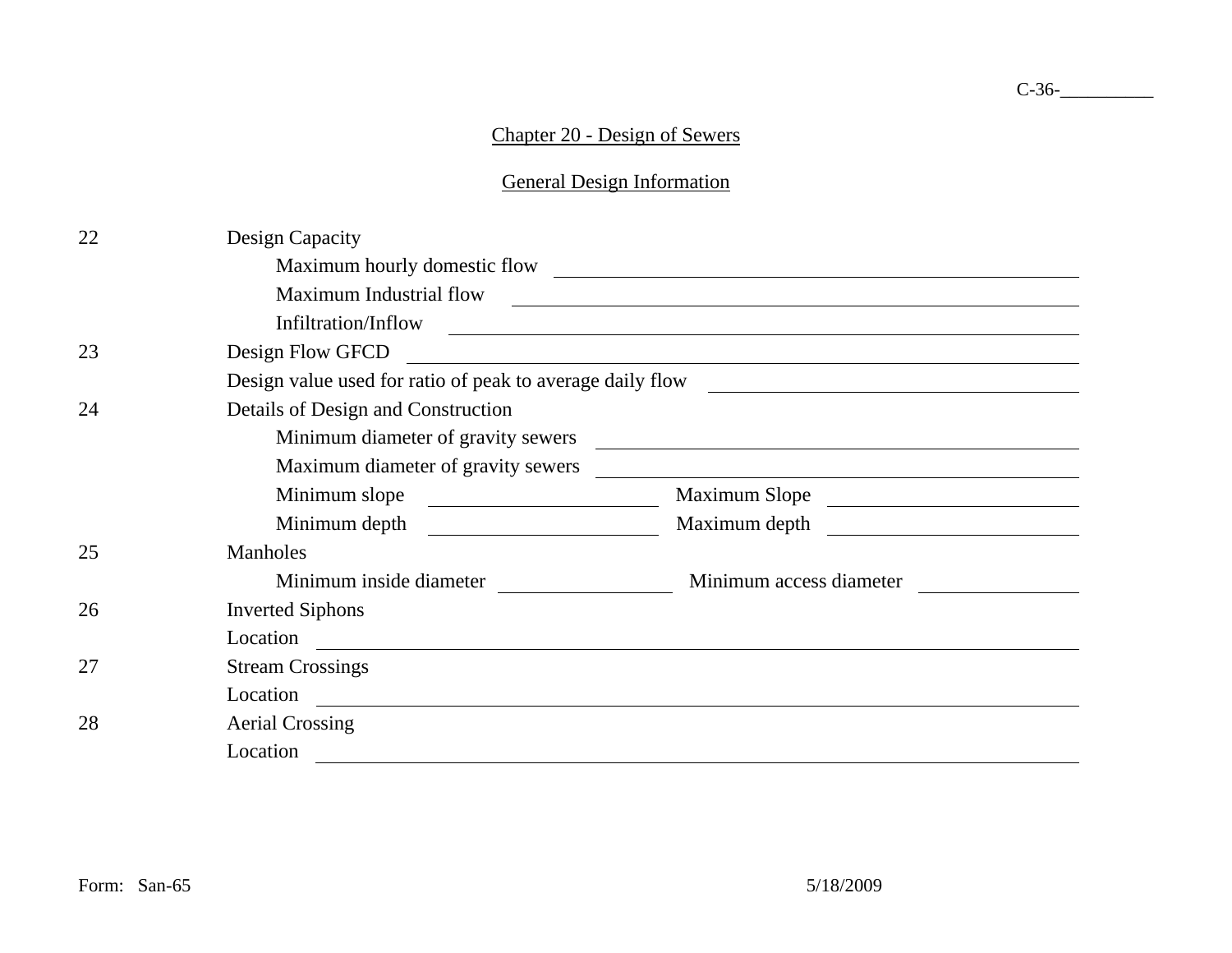C-36-__________

## Chapter 20 - Design of Sewers

### General Design Information

22 Design Capacity

- Maximum hourly domestic flow ______________________________
- Maximum Industrial flow ______________________________
- Infiltration/Inflow ______________________________

23 Design Flow GFCD ______________________________

Design value used for ratio of peak to average daily flow ____________________

24 Details of Design and Construction

- Minimum diameter of gravity sewers ______________________________
- Maximum diameter of gravity sewers ______________________________
- Minimum slope ____________ Maximum Slope ____________
- Minimum depth ____________ Maximum depth ____________

25 Manholes

- Minimum inside diameter ____________ Minimum access diameter ____________

26 Inverted Siphons

Location ______________________________

27 Stream Crossings

Location ______________________________

28 Aerial Crossing

Location ______________________________

Form: San-65 5/18/2009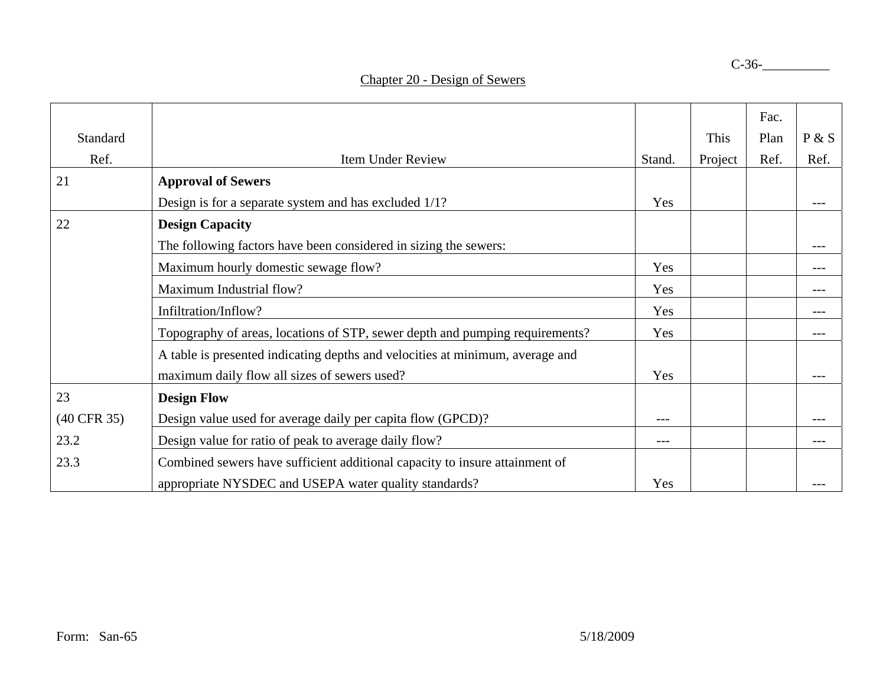C-36-__________

## Chapter 20 - Design of Sewers

| Standard Ref. | Item Under Review | Stand. | This Project | Fac. Plan Ref. | P & S Ref. |
|---|---|---|---|---|---|
| 21 | **Approval of Sewers** | | | | |
| | Design is for a separate system and has excluded 1/1? | Yes | | | --- |
| 22 | **Design Capacity** | | | | |
| | The following factors have been considered in sizing the sewers: | | | | --- |
| | Maximum hourly domestic sewage flow? | Yes | | | --- |
| | Maximum Industrial flow? | Yes | | | --- |
| | Infiltration/Inflow? | Yes | | | --- |
| | Topography of areas, locations of STP, sewer depth and pumping requirements? | Yes | | | --- |
| | A table is presented indicating depths and velocities at minimum, average and maximum daily flow all sizes of sewers used? | Yes | | | --- |
| 23 | **Design Flow** | | | | |
| (40 CFR 35) | Design value used for average daily per capita flow (GPCD)? | --- | | | --- |
| 23.2 | Design value for ratio of peak to average daily flow? | --- | | | --- |
| 23.3 | Combined sewers have sufficient additional capacity to insure attainment of appropriate NYSDEC and USEPA water quality standards? | Yes | | | --- |

Form: San-65 5/18/2009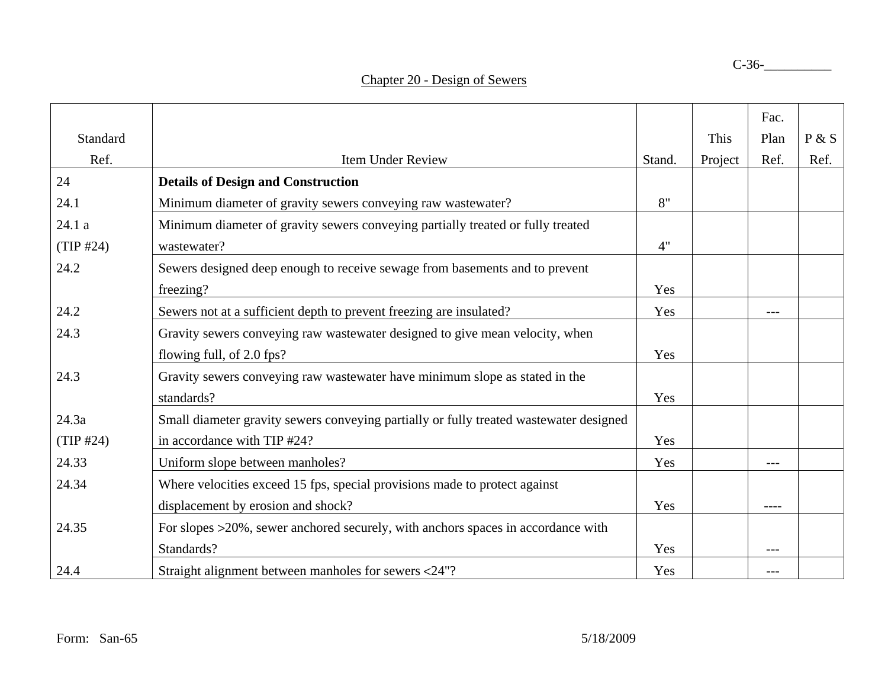C-36-__________

Chapter 20 - Design of Sewers

| Standard Ref. | Item Under Review | Stand. | This Project | Fac. Plan Ref. | P & S Ref. |
|---|---|---|---|---|---|
| 24 | **Details of Design and Construction** | | | | |
| 24.1 | Minimum diameter of gravity sewers conveying raw wastewater? | 8" | | | |
| 24.1 a (TIP #24) | Minimum diameter of gravity sewers conveying partially treated or fully treated wastewater? | 4" | | | |
| 24.2 | Sewers designed deep enough to receive sewage from basements and to prevent freezing? | Yes | | | |
| 24.2 | Sewers not at a sufficient depth to prevent freezing are insulated? | Yes | | --- | |
| 24.3 | Gravity sewers conveying raw wastewater designed to give mean velocity, when flowing full, of 2.0 fps? | Yes | | | |
| 24.3 | Gravity sewers conveying raw wastewater have minimum slope as stated in the standards? | Yes | | | |
| 24.3a (TIP #24) | Small diameter gravity sewers conveying partially or fully treated wastewater designed in accordance with TIP #24? | Yes | | | |
| 24.33 | Uniform slope between manholes? | Yes | | --- | |
| 24.34 | Where velocities exceed 15 fps, special provisions made to protect against displacement by erosion and shock? | Yes | | ---- | |
| 24.35 | For slopes >20%, sewer anchored securely, with anchors spaces in accordance with Standards? | Yes | | --- | |
| 24.4 | Straight alignment between manholes for sewers <24"? | Yes | | --- | |

Form: San-65 5/18/2009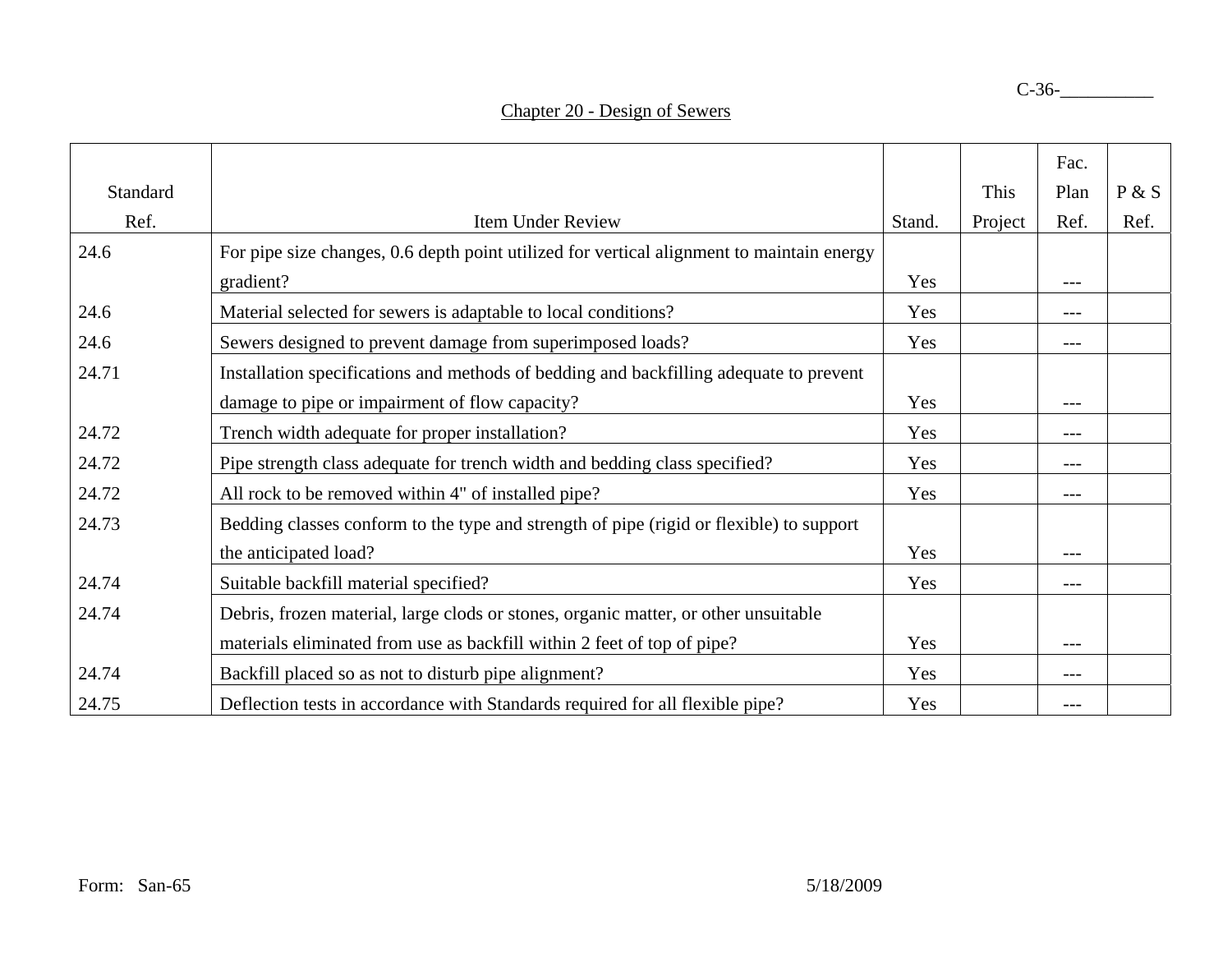C-36-__________

## Chapter 20 - Design of Sewers

| Standard Ref. | Item Under Review | Stand. | This Project | Fac. Plan Ref. | P & S Ref. |
|---|---|---|---|---|---|
| 24.6 | For pipe size changes, 0.6 depth point utilized for vertical alignment to maintain energy gradient? | Yes | | --- | |
| 24.6 | Material selected for sewers is adaptable to local conditions? | Yes | | --- | |
| 24.6 | Sewers designed to prevent damage from superimposed loads? | Yes | | --- | |
| 24.71 | Installation specifications and methods of bedding and backfilling adequate to prevent damage to pipe or impairment of flow capacity? | Yes | | --- | |
| 24.72 | Trench width adequate for proper installation? | Yes | | --- | |
| 24.72 | Pipe strength class adequate for trench width and bedding class specified? | Yes | | --- | |
| 24.72 | All rock to be removed within 4" of installed pipe? | Yes | | --- | |
| 24.73 | Bedding classes conform to the type and strength of pipe (rigid or flexible) to support the anticipated load? | Yes | | --- | |
| 24.74 | Suitable backfill material specified? | Yes | | --- | |
| 24.74 | Debris, frozen material, large clods or stones, organic matter, or other unsuitable materials eliminated from use as backfill within 2 feet of top of pipe? | Yes | | --- | |
| 24.74 | Backfill placed so as not to disturb pipe alignment? | Yes | | --- | |
| 24.75 | Deflection tests in accordance with Standards required for all flexible pipe? | Yes | | --- | |

Form: San-65 5/18/2009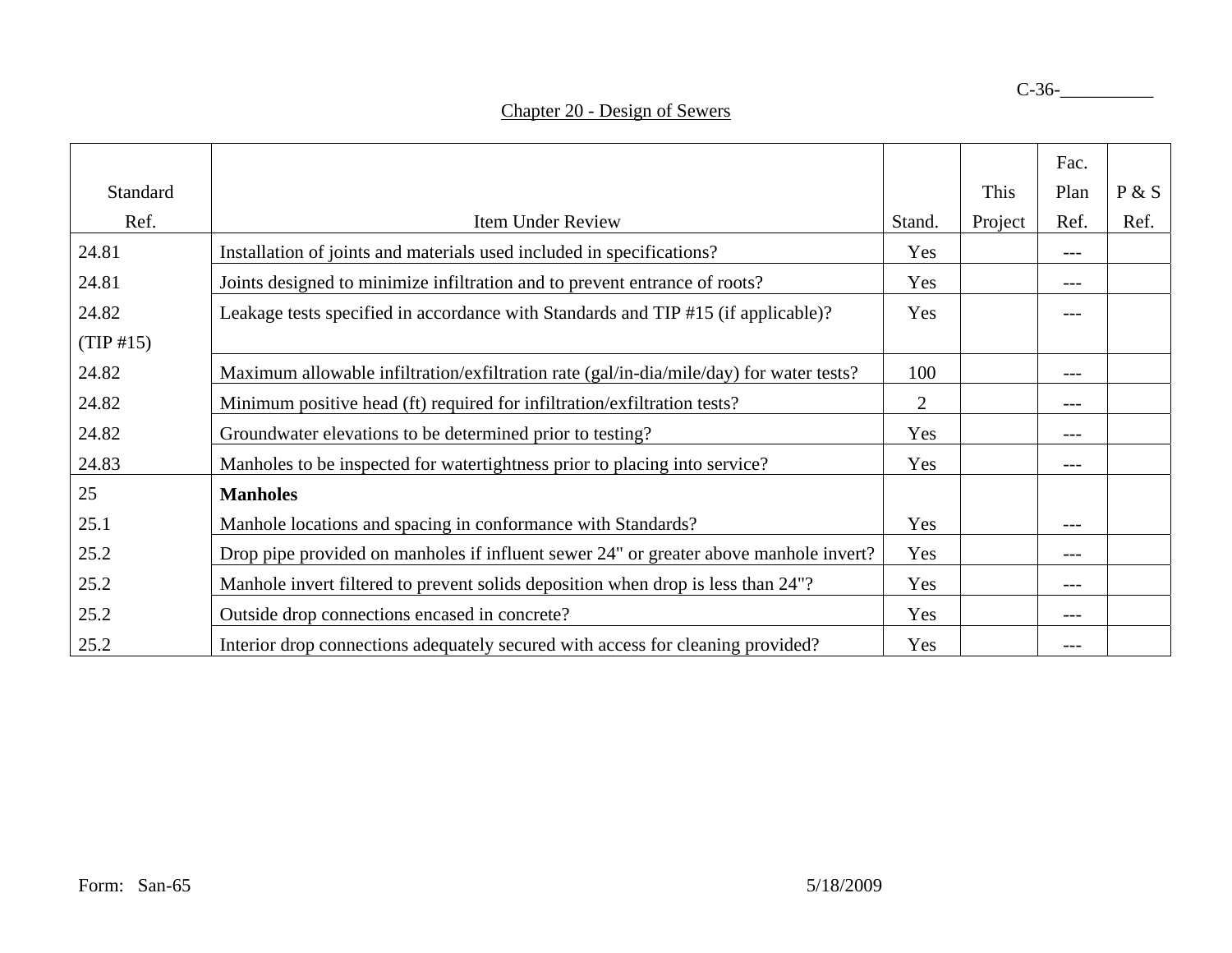C-36-__________

Chapter 20 - Design of Sewers

| Standard Ref. | Item Under Review | Stand. | This Project | Fac. Plan Ref. | P & S Ref. |
|---|---|---|---|---|---|
| 24.81 | Installation of joints and materials used included in specifications? | Yes | | --- | |
| 24.81 | Joints designed to minimize infiltration and to prevent entrance of roots? | Yes | | --- | |
| 24.82 (TIP #15) | Leakage tests specified in accordance with Standards and TIP #15 (if applicable)? | Yes | | --- | |
| 24.82 | Maximum allowable infiltration/exfiltration rate (gal/in-dia/mile/day) for water tests? | 100 | | --- | |
| 24.82 | Minimum positive head (ft) required for infiltration/exfiltration tests? | 2 | | --- | |
| 24.82 | Groundwater elevations to be determined prior to testing? | Yes | | --- | |
| 24.83 | Manholes to be inspected for watertightness prior to placing into service? | Yes | | --- | |
| 25 | **Manholes** | | | | |
| 25.1 | Manhole locations and spacing in conformance with Standards? | Yes | | --- | |
| 25.2 | Drop pipe provided on manholes if influent sewer 24" or greater above manhole invert? | Yes | | --- | |
| 25.2 | Manhole invert filtered to prevent solids deposition when drop is less than 24"? | Yes | | --- | |
| 25.2 | Outside drop connections encased in concrete? | Yes | | --- | |
| 25.2 | Interior drop connections adequately secured with access for cleaning provided? | Yes | | --- | |

Form: San-65 5/18/2009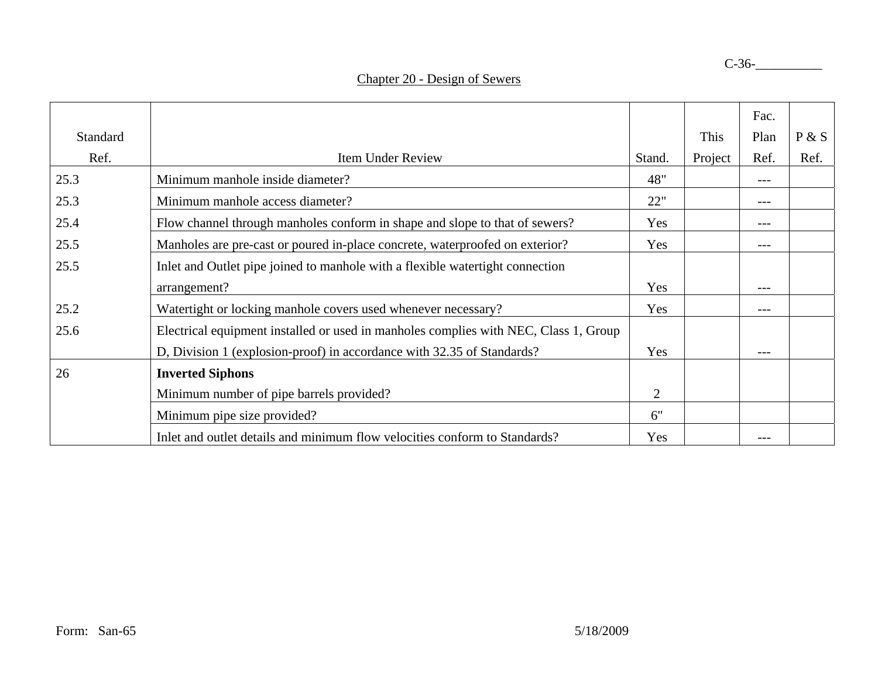C-36-__________

## Chapter 20 - Design of Sewers

| Standard Ref. | Item Under Review | Stand. | This Project | Fac. Plan Ref. | P & S Ref. |
|---|---|---|---|---|---|
| 25.3 | Minimum manhole inside diameter? | 48" | | --- | |
| 25.3 | Minimum manhole access diameter? | 22" | | --- | |
| 25.4 | Flow channel through manholes conform in shape and slope to that of sewers? | Yes | | --- | |
| 25.5 | Manholes are pre-cast or poured in-place concrete, waterproofed on exterior? | Yes | | --- | |
| 25.5 | Inlet and Outlet pipe joined to manhole with a flexible watertight connection arrangement? | Yes | | --- | |
| 25.2 | Watertight or locking manhole covers used whenever necessary? | Yes | | --- | |
| 25.6 | Electrical equipment installed or used in manholes complies with NEC, Class 1, Group D, Division 1 (explosion-proof) in accordance with 32.35 of Standards? | Yes | | --- | |
| 26 | **Inverted Siphons** Minimum number of pipe barrels provided? | 2 | | | |
| | Minimum pipe size provided? | 6" | | | |
| | Inlet and outlet details and minimum flow velocities conform to Standards? | Yes | | --- | |

Form: San-65 5/18/2009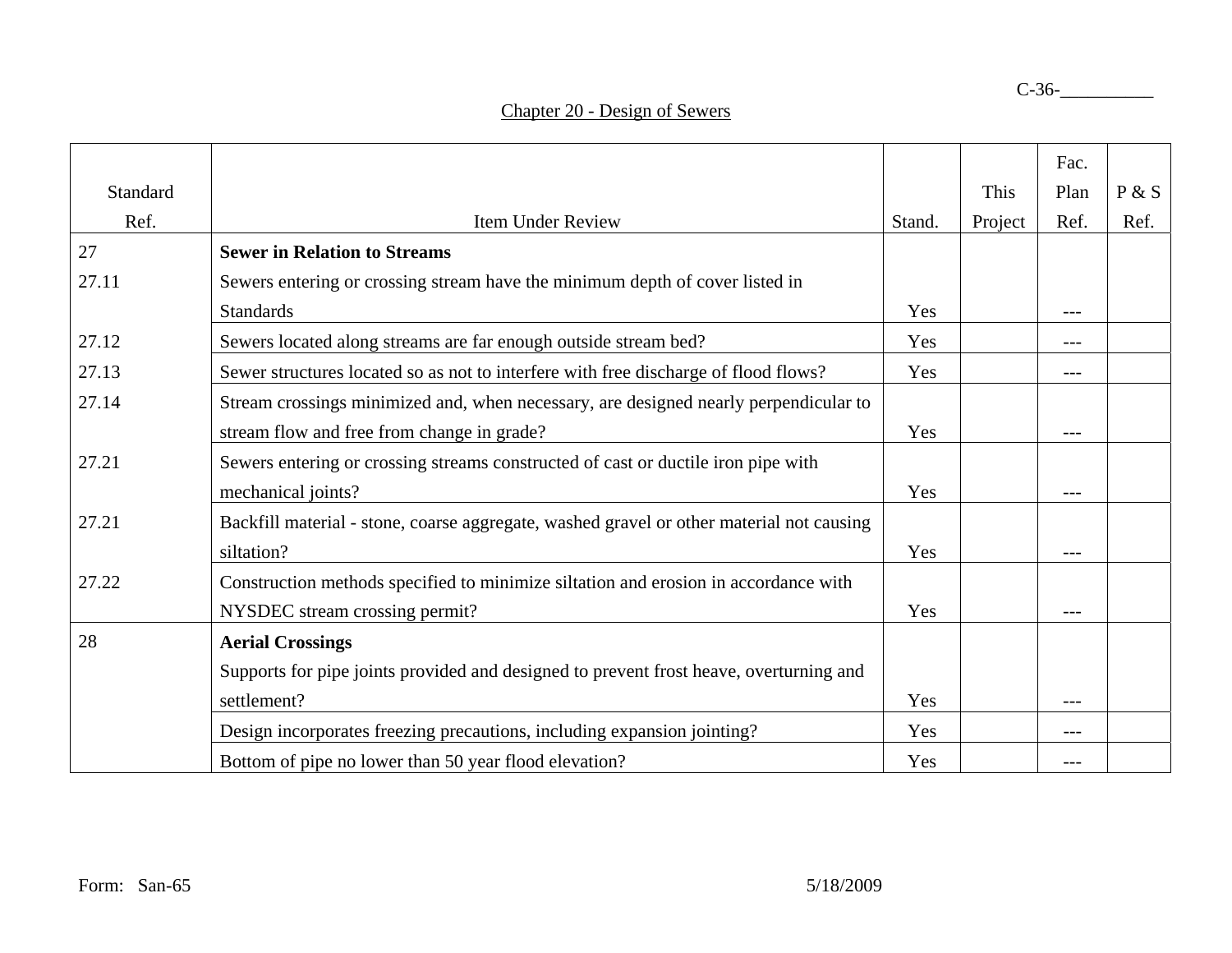C-36-__________

## Chapter 20 - Design of Sewers

| Standard Ref. | Item Under Review | Stand. | This Project | Fac. Plan Ref. | P & S Ref. |
|---|---|---|---|---|---|
| 27 | **Sewer in Relation to Streams** | | | | |
| 27.11 | Sewers entering or crossing stream have the minimum depth of cover listed in Standards | Yes | | --- | |
| 27.12 | Sewers located along streams are far enough outside stream bed? | Yes | | --- | |
| 27.13 | Sewer structures located so as not to interfere with free discharge of flood flows? | Yes | | --- | |
| 27.14 | Stream crossings minimized and, when necessary, are designed nearly perpendicular to stream flow and free from change in grade? | Yes | | --- | |
| 27.21 | Sewers entering or crossing streams constructed of cast or ductile iron pipe with mechanical joints? | Yes | | --- | |
| 27.21 | Backfill material - stone, coarse aggregate, washed gravel or other material not causing siltation? | Yes | | --- | |
| 27.22 | Construction methods specified to minimize siltation and erosion in accordance with NYSDEC stream crossing permit? | Yes | | --- | |
| 28 | **Aerial Crossings** Supports for pipe joints provided and designed to prevent frost heave, overturning and settlement? | Yes | | --- | |
| | Design incorporates freezing precautions, including expansion jointing? | Yes | | --- | |
| | Bottom of pipe no lower than 50 year flood elevation? | Yes | | --- | |

Form: San-65 5/18/2009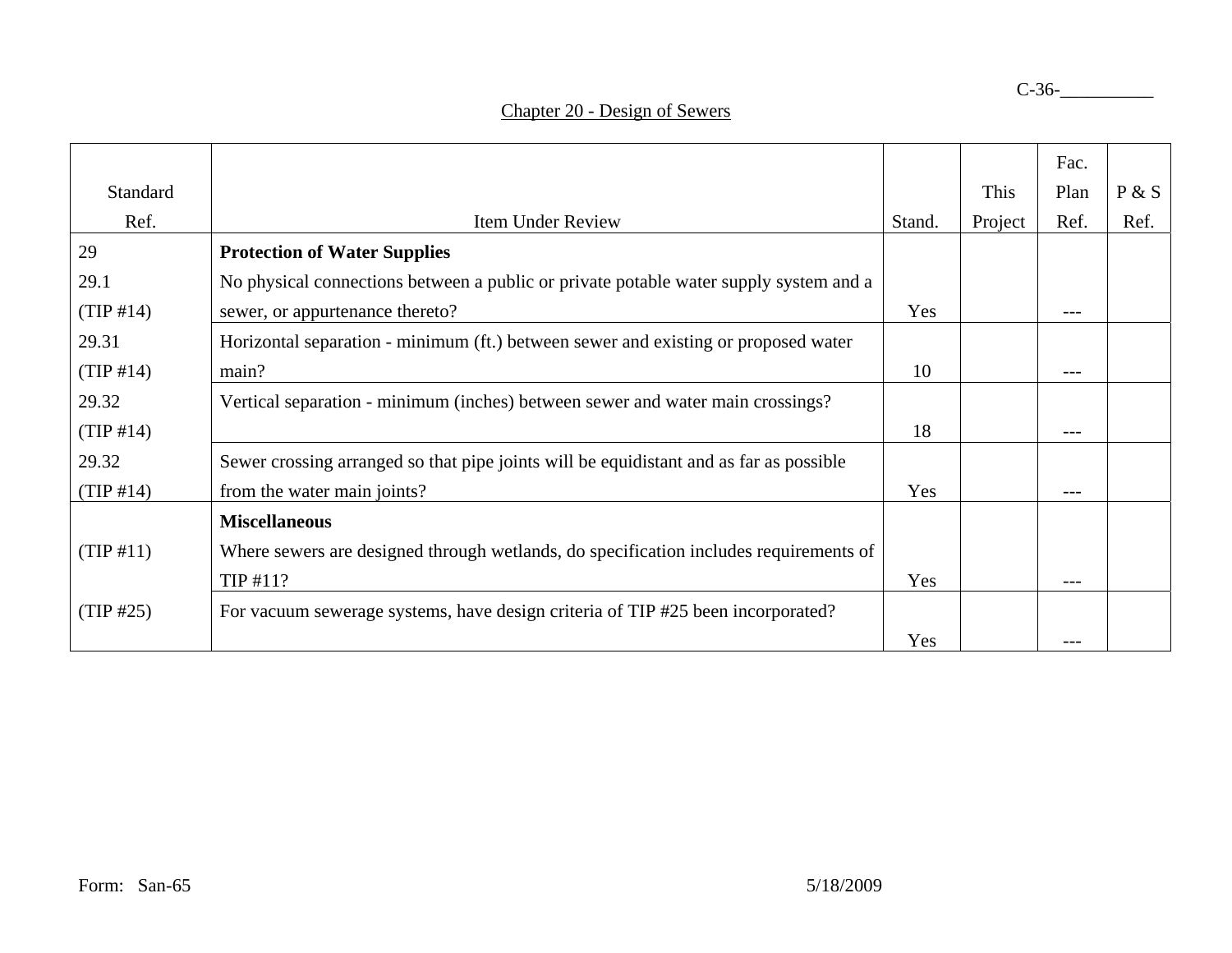C-36-__________

## Chapter 20 - Design of Sewers

| Standard Ref. | Item Under Review | Stand. | This Project | Fac. Plan Ref. | P & S Ref. |
|---|---|---|---|---|---|
| 29 | **Protection of Water Supplies** | | | | |
| 29.1 (TIP #14) | No physical connections between a public or private potable water supply system and a sewer, or appurtenance thereto? | Yes | | --- | |
| 29.31 (TIP #14) | Horizontal separation - minimum (ft.) between sewer and existing or proposed water main? | 10 | | --- | |
| 29.32 (TIP #14) | Vertical separation - minimum (inches) between sewer and water main crossings? | 18 | | --- | |
| 29.32 (TIP #14) | Sewer crossing arranged so that pipe joints will be equidistant and as far as possible from the water main joints? | Yes | | --- | |
| | **Miscellaneous** | | | | |
| (TIP #11) | Where sewers are designed through wetlands, do specification includes requirements of TIP #11? | Yes | | --- | |
| (TIP #25) | For vacuum sewerage systems, have design criteria of TIP #25 been incorporated? | Yes | | --- | |

Form: San-65 5/18/2009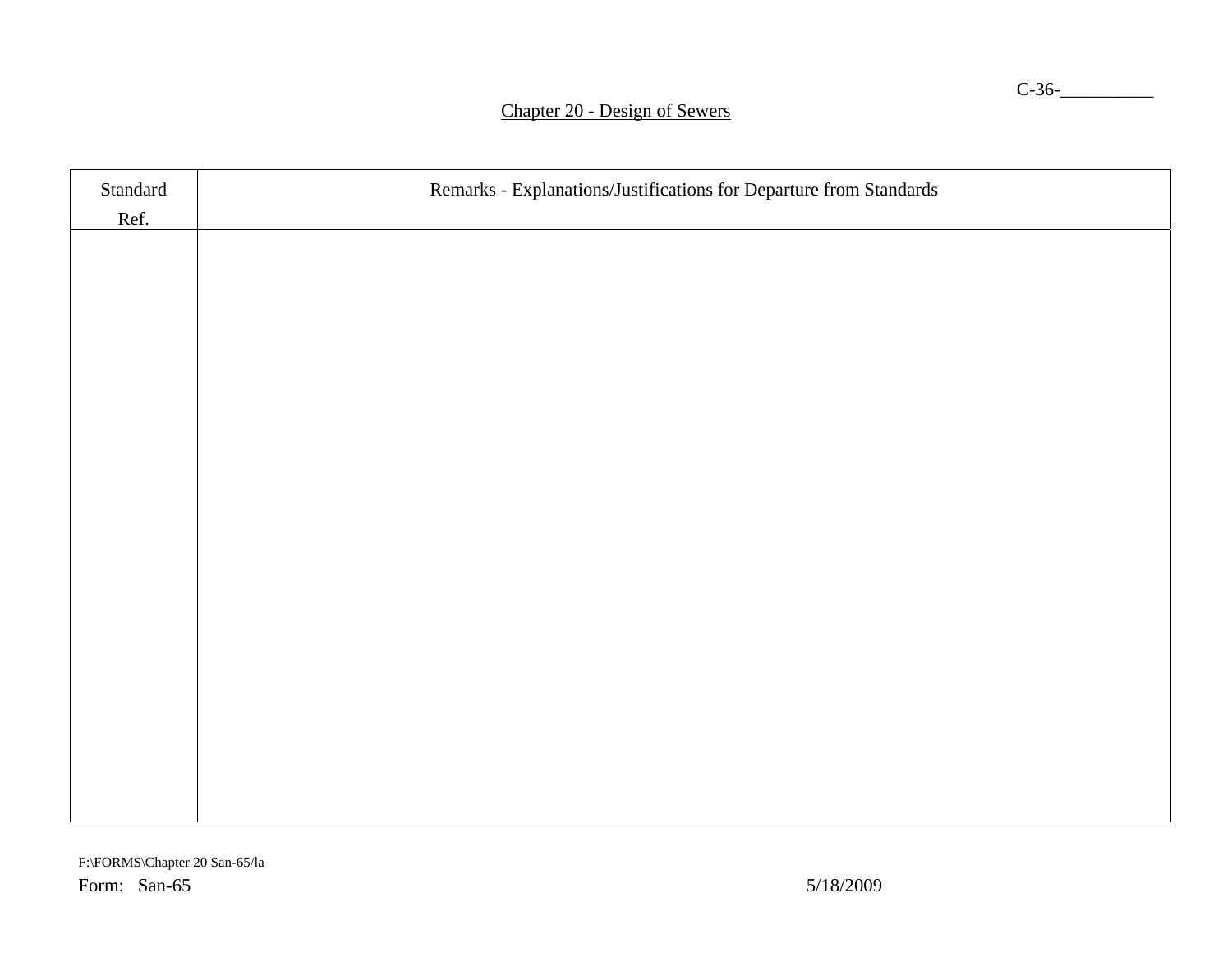C-36-__________

Chapter 20 - Design of Sewers

| Standard Ref. | Remarks - Explanations/Justifications for Departure from Standards |
| --- | --- |
| | |

F:\FORMS\Chapter 20 San-65/la

Form: San-65 5/18/2009